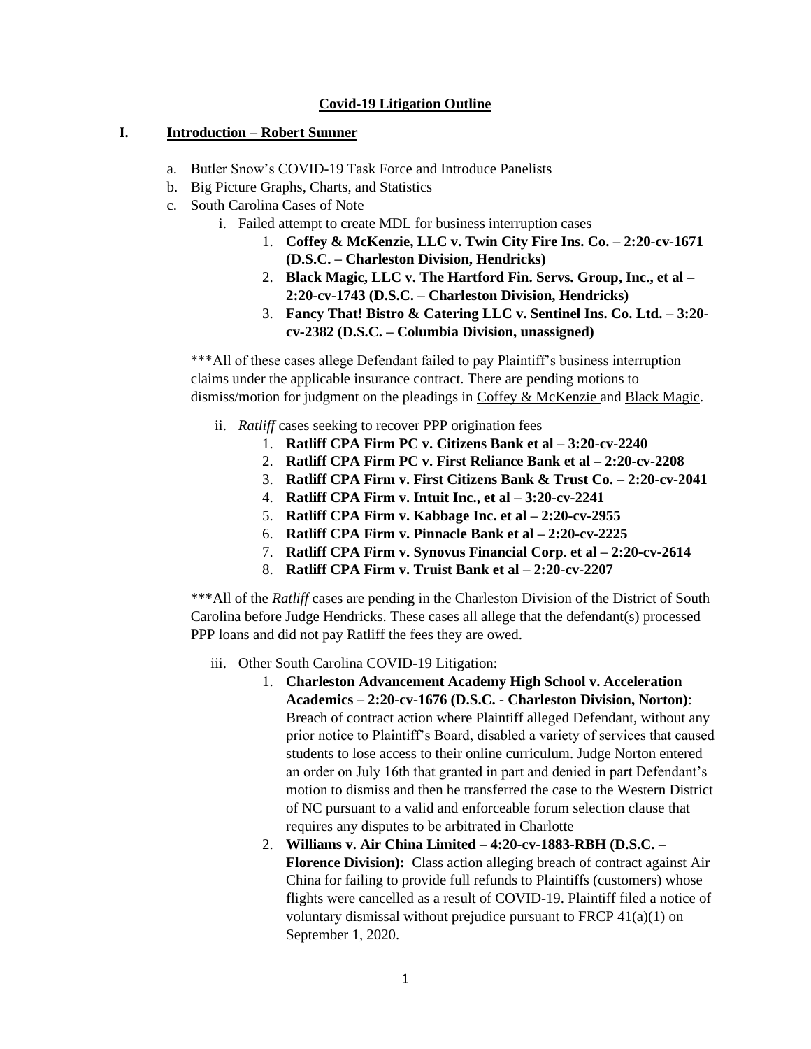**Covid-19 Litigation Outline**

## I. Introduction – Robert Sumner

a. Butler Snow's COVID-19 Task Force and Introduce Panelists

b. Big Picture Graphs, Charts, and Statistics

c. South Carolina Cases of Note

i. Failed attempt to create MDL for business interruption cases

1. **Coffey & McKenzie, LLC v. Twin City Fire Ins. Co. – 2:20-cv-1671 (D.S.C. – Charleston Division, Hendricks)**
2. **Black Magic, LLC v. The Hartford Fin. Servs. Group, Inc., et al – 2:20-cv-1743 (D.S.C. – Charleston Division, Hendricks)**
3. **Fancy That! Bistro & Catering LLC v. Sentinel Ins. Co. Ltd. – 3:20-cv-2382 (D.S.C. – Columbia Division, unassigned)**

***All of these cases allege Defendant failed to pay Plaintiff's business interruption claims under the applicable insurance contract. There are pending motions to dismiss/motion for judgment on the pleadings in Coffey & McKenzie and Black Magic.

ii. *Ratliff* cases seeking to recover PPP origination fees

1. **Ratliff CPA Firm PC v. Citizens Bank et al – 3:20-cv-2240**
2. **Ratliff CPA Firm PC v. First Reliance Bank et al – 2:20-cv-2208**
3. **Ratliff CPA Firm v. First Citizens Bank & Trust Co. – 2:20-cv-2041**
4. **Ratliff CPA Firm v. Intuit Inc., et al – 3:20-cv-2241**
5. **Ratliff CPA Firm v. Kabbage Inc. et al – 2:20-cv-2955**
6. **Ratliff CPA Firm v. Pinnacle Bank et al – 2:20-cv-2225**
7. **Ratliff CPA Firm v. Synovus Financial Corp. et al – 2:20-cv-2614**
8. **Ratliff CPA Firm v. Truist Bank et al – 2:20-cv-2207**

***All of the *Ratliff* cases are pending in the Charleston Division of the District of South Carolina before Judge Hendricks. These cases all allege that the defendant(s) processed PPP loans and did not pay Ratliff the fees they are owed.

iii. Other South Carolina COVID-19 Litigation:

1. **Charleston Advancement Academy High School v. Acceleration Academics – 2:20-cv-1676 (D.S.C. - Charleston Division, Norton)**: Breach of contract action where Plaintiff alleged Defendant, without any prior notice to Plaintiff's Board, disabled a variety of services that caused students to lose access to their online curriculum. Judge Norton entered an order on July 16th that granted in part and denied in part Defendant's motion to dismiss and then he transferred the case to the Western District of NC pursuant to a valid and enforceable forum selection clause that requires any disputes to be arbitrated in Charlotte
2. **Williams v. Air China Limited – 4:20-cv-1883-RBH (D.S.C. – Florence Division):** Class action alleging breach of contract against Air China for failing to provide full refunds to Plaintiffs (customers) whose flights were cancelled as a result of COVID-19. Plaintiff filed a notice of voluntary dismissal without prejudice pursuant to FRCP 41(a)(1) on September 1, 2020.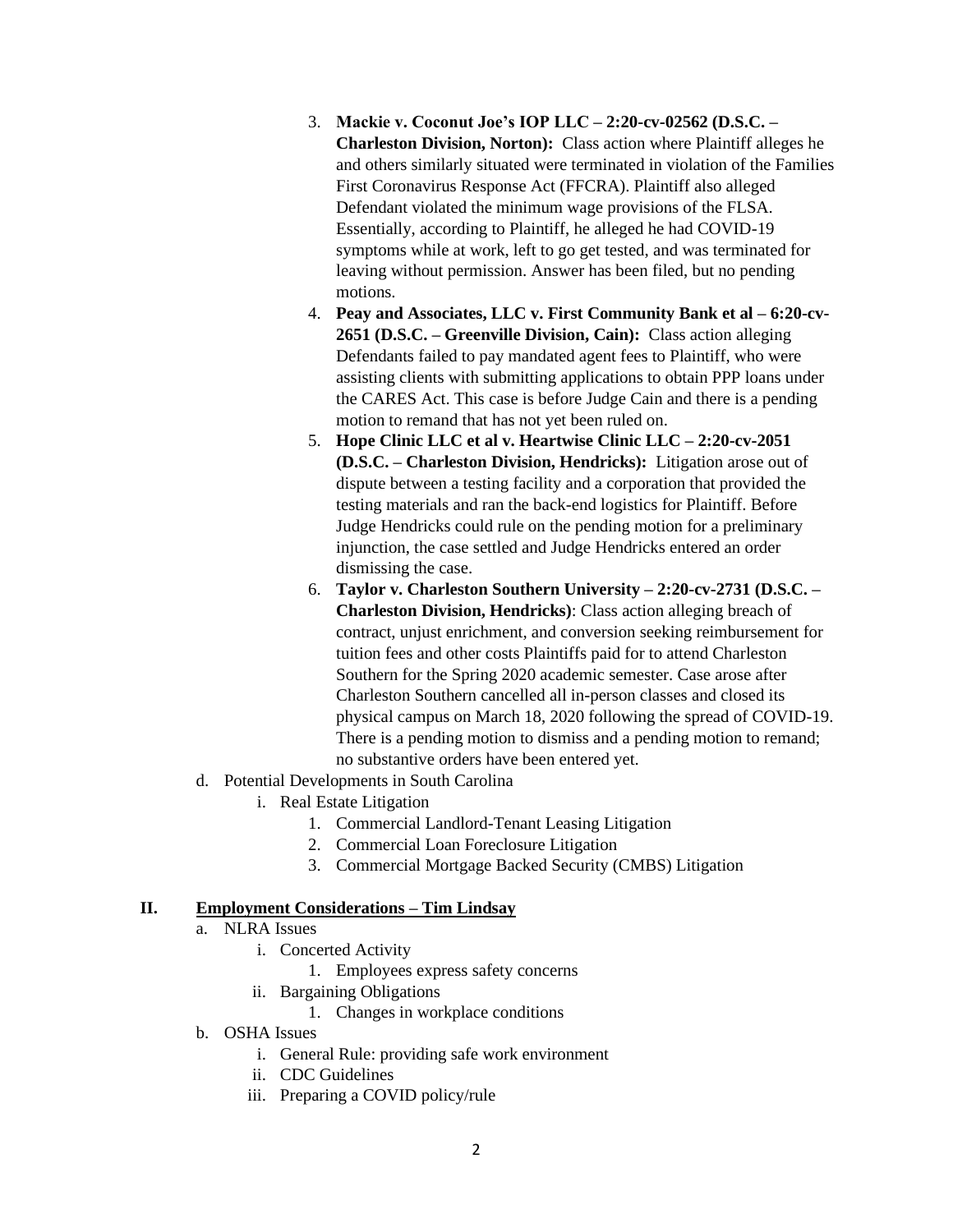3. **Mackie v. Coconut Joe's IOP LLC – 2:20-cv-02562 (D.S.C. – Charleston Division, Norton):** Class action where Plaintiff alleges he and others similarly situated were terminated in violation of the Families First Coronavirus Response Act (FFCRA). Plaintiff also alleged Defendant violated the minimum wage provisions of the FLSA. Essentially, according to Plaintiff, he alleged he had COVID-19 symptoms while at work, left to go get tested, and was terminated for leaving without permission. Answer has been filed, but no pending motions.
4. **Peay and Associates, LLC v. First Community Bank et al – 6:20-cv-2651 (D.S.C. – Greenville Division, Cain):** Class action alleging Defendants failed to pay mandated agent fees to Plaintiff, who were assisting clients with submitting applications to obtain PPP loans under the CARES Act. This case is before Judge Cain and there is a pending motion to remand that has not yet been ruled on.
5. **Hope Clinic LLC et al v. Heartwise Clinic LLC – 2:20-cv-2051 (D.S.C. – Charleston Division, Hendricks):** Litigation arose out of dispute between a testing facility and a corporation that provided the testing materials and ran the back-end logistics for Plaintiff. Before Judge Hendricks could rule on the pending motion for a preliminary injunction, the case settled and Judge Hendricks entered an order dismissing the case.
6. **Taylor v. Charleston Southern University – 2:20-cv-2731 (D.S.C. – Charleston Division, Hendricks)**: Class action alleging breach of contract, unjust enrichment, and conversion seeking reimbursement for tuition fees and other costs Plaintiffs paid for to attend Charleston Southern for the Spring 2020 academic semester. Case arose after Charleston Southern cancelled all in-person classes and closed its physical campus on March 18, 2020 following the spread of COVID-19. There is a pending motion to dismiss and a pending motion to remand; no substantive orders have been entered yet.

d. Potential Developments in South Carolina
   - i. Real Estate Litigation
     1. Commercial Landlord-Tenant Leasing Litigation
     2. Commercial Loan Foreclosure Litigation
     3. Commercial Mortgage Backed Security (CMBS) Litigation

## II. <u>Employment Considerations – Tim Lindsay</u>

a. NLRA Issues
   - i. Concerted Activity
     1. Employees express safety concerns
   - ii. Bargaining Obligations
     1. Changes in workplace conditions

b. OSHA Issues
   - i. General Rule: providing safe work environment
   - ii. CDC Guidelines
   - iii. Preparing a COVID policy/rule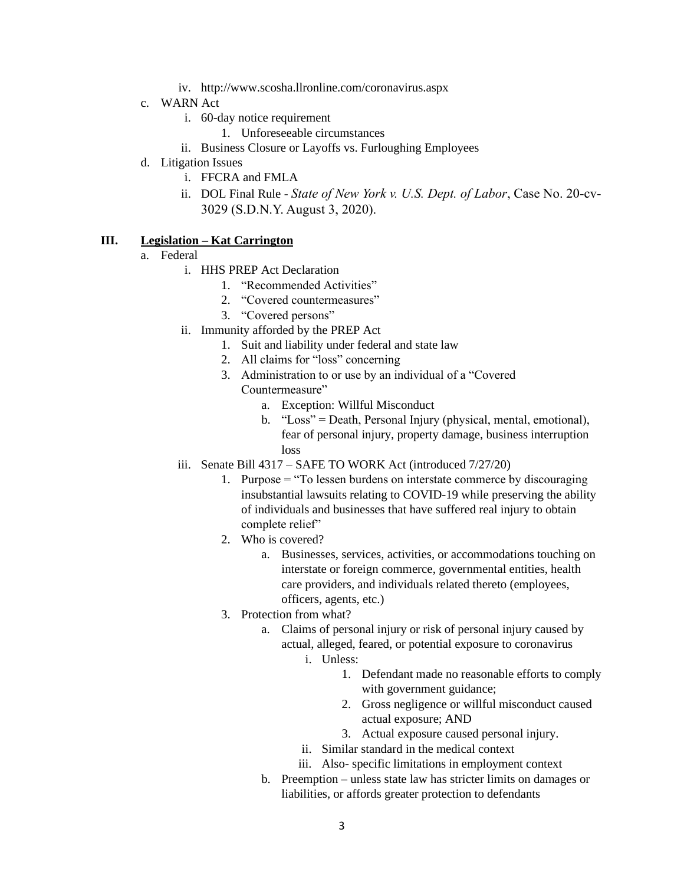- iv. http://www.scosha.llronline.com/coronavirus.aspx
- c. WARN Act
  - i. 60-day notice requirement
    - 1. Unforeseeable circumstances
  - ii. Business Closure or Layoffs vs. Furloughing Employees
- d. Litigation Issues
  - i. FFCRA and FMLA
  - ii. DOL Final Rule - *State of New York v. U.S. Dept. of Labor*, Case No. 20-cv-3029 (S.D.N.Y. August 3, 2020).

## III. <u>Legislation – Kat Carrington</u>

- a. Federal
  - i. HHS PREP Act Declaration
    - 1. "Recommended Activities"
    - 2. "Covered countermeasures"
    - 3. "Covered persons"
  - ii. Immunity afforded by the PREP Act
    - 1. Suit and liability under federal and state law
    - 2. All claims for "loss" concerning
    - 3. Administration to or use by an individual of a "Covered Countermeasure"
      - a. Exception: Willful Misconduct
      - b. "Loss" = Death, Personal Injury (physical, mental, emotional), fear of personal injury, property damage, business interruption loss
  - iii. Senate Bill 4317 – SAFE TO WORK Act (introduced 7/27/20)
    - 1. Purpose = "To lessen burdens on interstate commerce by discouraging insubstantial lawsuits relating to COVID-19 while preserving the ability of individuals and businesses that have suffered real injury to obtain complete relief"
    - 2. Who is covered?
      - a. Businesses, services, activities, or accommodations touching on interstate or foreign commerce, governmental entities, health care providers, and individuals related thereto (employees, officers, agents, etc.)
    - 3. Protection from what?
      - a. Claims of personal injury or risk of personal injury caused by actual, alleged, feared, or potential exposure to coronavirus
        - i. Unless:
          - 1. Defendant made no reasonable efforts to comply with government guidance;
          - 2. Gross negligence or willful misconduct caused actual exposure; AND
          - 3. Actual exposure caused personal injury.
        - ii. Similar standard in the medical context
        - iii. Also- specific limitations in employment context
      - b. Preemption – unless state law has stricter limits on damages or liabilities, or affords greater protection to defendants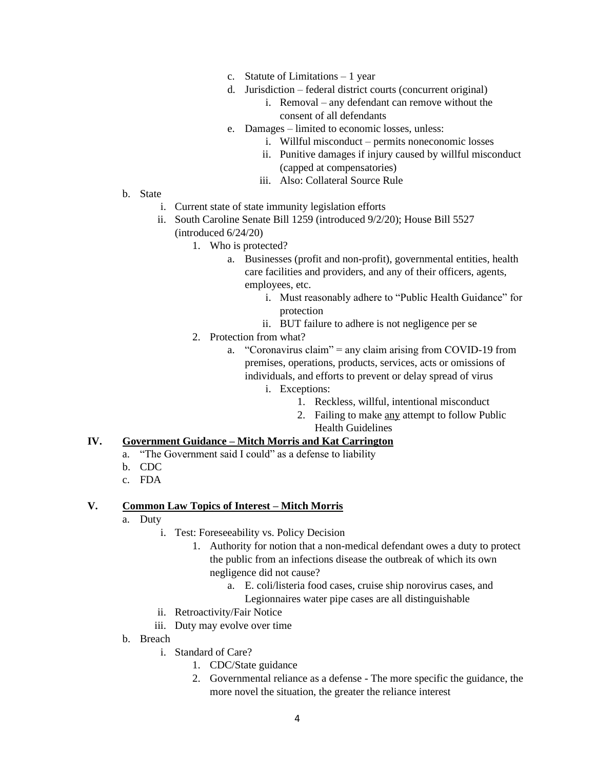c. Statute of Limitations – 1 year
   d. Jurisdiction – federal district courts (concurrent original)
      i. Removal – any defendant can remove without the consent of all defendants
   e. Damages – limited to economic losses, unless:
      i. Willful misconduct – permits noneconomic losses
      ii. Punitive damages if injury caused by willful misconduct (capped at compensatories)
      iii. Also: Collateral Source Rule

b. State
   i. Current state of state immunity legislation efforts
   ii. South Caroline Senate Bill 1259 (introduced 9/2/20); House Bill 5527 (introduced 6/24/20)
      1. Who is protected?
         a. Businesses (profit and non-profit), governmental entities, health care facilities and providers, and any of their officers, agents, employees, etc.
            i. Must reasonably adhere to "Public Health Guidance" for protection
            ii. BUT failure to adhere is not negligence per se
      2. Protection from what?
         a. "Coronavirus claim" = any claim arising from COVID-19 from premises, operations, products, services, acts or omissions of individuals, and efforts to prevent or delay spread of virus
            i. Exceptions:
               1. Reckless, willful, intentional misconduct
               2. Failing to make <u>any</u> attempt to follow Public Health Guidelines

## IV. <u>Government Guidance – Mitch Morris and Kat Carrington</u>

a. "The Government said I could" as a defense to liability
b. CDC
c. FDA

## V. <u>Common Law Topics of Interest – Mitch Morris</u>

a. Duty
   i. Test: Foreseeability vs. Policy Decision
      1. Authority for notion that a non-medical defendant owes a duty to protect the public from an infections disease the outbreak of which its own negligence did not cause?
         a. E. coli/listeria food cases, cruise ship norovirus cases, and Legionnaires water pipe cases are all distinguishable
   ii. Retroactivity/Fair Notice
   iii. Duty may evolve over time
b. Breach
   i. Standard of Care?
      1. CDC/State guidance
      2. Governmental reliance as a defense - The more specific the guidance, the more novel the situation, the greater the reliance interest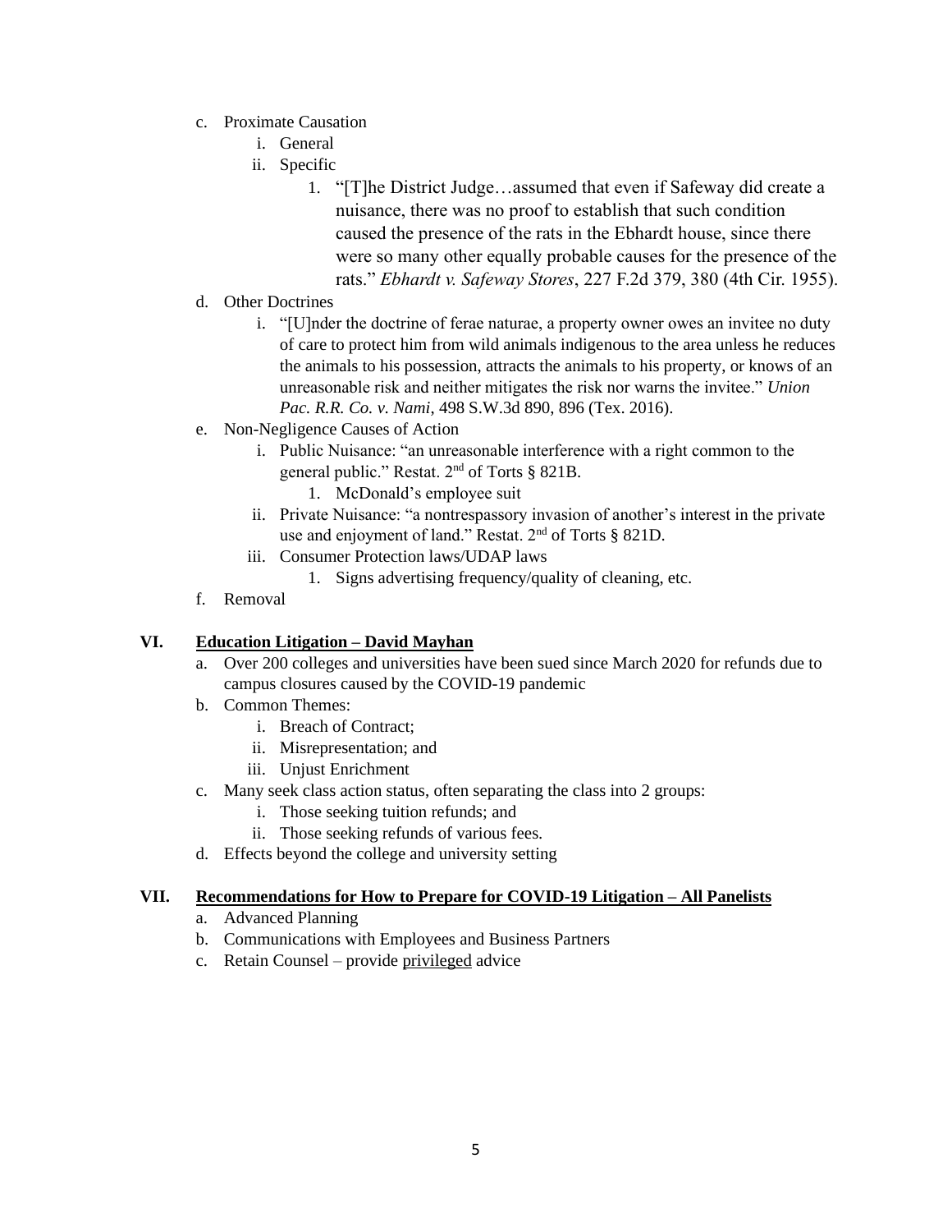c. Proximate Causation
    i. General
    ii. Specific
        1. "[T]he District Judge…assumed that even if Safeway did create a nuisance, there was no proof to establish that such condition caused the presence of the rats in the Ebhardt house, since there were so many other equally probable causes for the presence of the rats." *Ebhardt v. Safeway Stores*, 227 F.2d 379, 380 (4th Cir. 1955).

d. Other Doctrines
    i. "[U]nder the doctrine of ferae naturae, a property owner owes an invitee no duty of care to protect him from wild animals indigenous to the area unless he reduces the animals to his possession, attracts the animals to his property, or knows of an unreasonable risk and neither mitigates the risk nor warns the invitee." *Union Pac. R.R. Co. v. Nami*, 498 S.W.3d 890, 896 (Tex. 2016).

e. Non-Negligence Causes of Action
    i. Public Nuisance: "an unreasonable interference with a right common to the general public." Restat. 2nd of Torts § 821B.
        1. McDonald's employee suit
    ii. Private Nuisance: "a nontrespassory invasion of another's interest in the private use and enjoyment of land." Restat. 2nd of Torts § 821D.
    iii. Consumer Protection laws/UDAP laws
        1. Signs advertising frequency/quality of cleaning, etc.

f. Removal

## VI. <u>Education Litigation – David Mayhan</u>

a. Over 200 colleges and universities have been sued since March 2020 for refunds due to campus closures caused by the COVID-19 pandemic

b. Common Themes:
    i. Breach of Contract;
    ii. Misrepresentation; and
    iii. Unjust Enrichment

c. Many seek class action status, often separating the class into 2 groups:
    i. Those seeking tuition refunds; and
    ii. Those seeking refunds of various fees.

d. Effects beyond the college and university setting

## VII. <u>Recommendations for How to Prepare for COVID-19 Litigation – All Panelists</u>

a. Advanced Planning

b. Communications with Employees and Business Partners

c. Retain Counsel – provide <u>privileged</u> advice